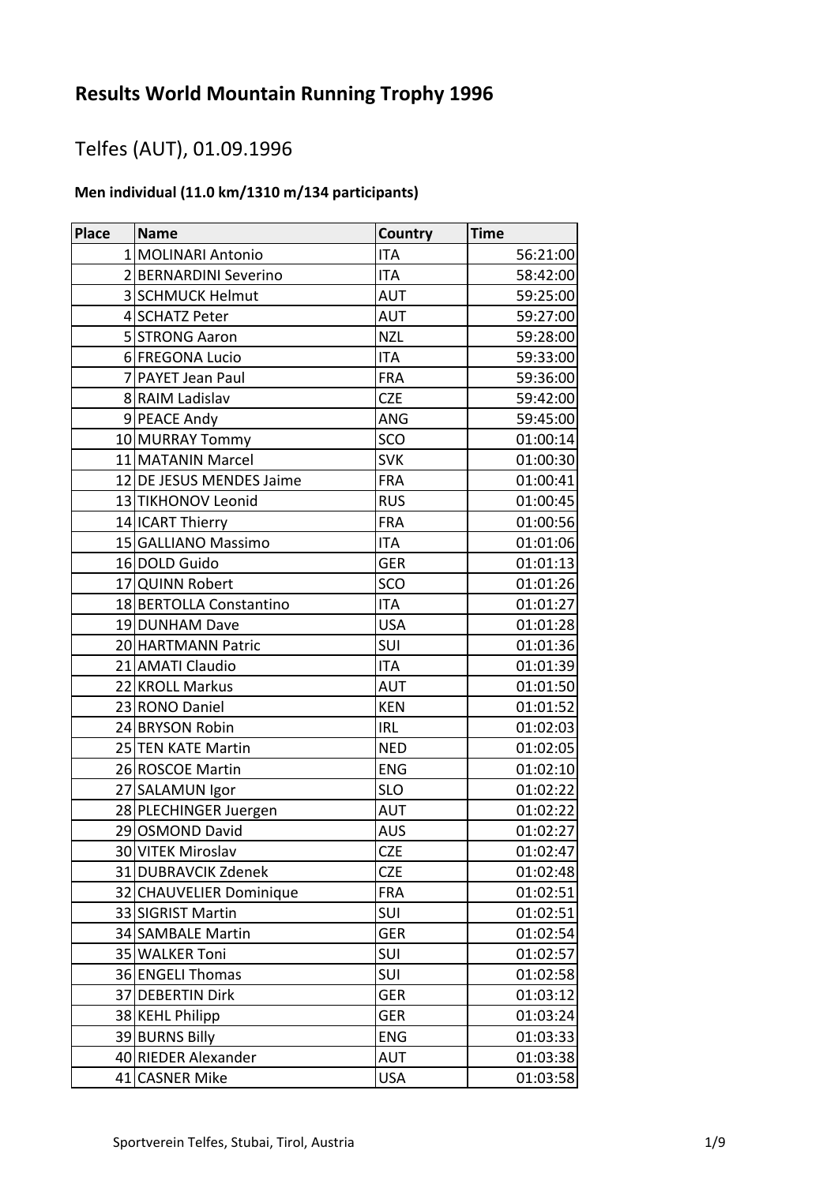# Results World Mountain Running Trophy 1996

## Telfes (AUT), 01.09.1996

### Men individual (11.0 km/1310 m/134 participants)

| Place | Name | Country | Time |
|---|---|---|---|
| 1 | MOLINARI Antonio | ITA | 56:21:00 |
| 2 | BERNARDINI Severino | ITA | 58:42:00 |
| 3 | SCHMUCK Helmut | AUT | 59:25:00 |
| 4 | SCHATZ Peter | AUT | 59:27:00 |
| 5 | STRONG Aaron | NZL | 59:28:00 |
| 6 | FREGONA Lucio | ITA | 59:33:00 |
| 7 | PAYET Jean Paul | FRA | 59:36:00 |
| 8 | RAIM Ladislav | CZE | 59:42:00 |
| 9 | PEACE Andy | ANG | 59:45:00 |
| 10 | MURRAY Tommy | SCO | 01:00:14 |
| 11 | MATANIN Marcel | SVK | 01:00:30 |
| 12 | DE JESUS MENDES Jaime | FRA | 01:00:41 |
| 13 | TIKHONOV Leonid | RUS | 01:00:45 |
| 14 | ICART Thierry | FRA | 01:00:56 |
| 15 | GALLIANO Massimo | ITA | 01:01:06 |
| 16 | DOLD Guido | GER | 01:01:13 |
| 17 | QUINN Robert | SCO | 01:01:26 |
| 18 | BERTOLLA Constantino | ITA | 01:01:27 |
| 19 | DUNHAM Dave | USA | 01:01:28 |
| 20 | HARTMANN Patric | SUI | 01:01:36 |
| 21 | AMATI Claudio | ITA | 01:01:39 |
| 22 | KROLL Markus | AUT | 01:01:50 |
| 23 | RONO Daniel | KEN | 01:01:52 |
| 24 | BRYSON Robin | IRL | 01:02:03 |
| 25 | TEN KATE Martin | NED | 01:02:05 |
| 26 | ROSCOE Martin | ENG | 01:02:10 |
| 27 | SALAMUN Igor | SLO | 01:02:22 |
| 28 | PLECHINGER Juergen | AUT | 01:02:22 |
| 29 | OSMOND David | AUS | 01:02:27 |
| 30 | VITEK Miroslav | CZE | 01:02:47 |
| 31 | DUBRAVCIK Zdenek | CZE | 01:02:48 |
| 32 | CHAUVELIER Dominique | FRA | 01:02:51 |
| 33 | SIGRIST Martin | SUI | 01:02:51 |
| 34 | SAMBALE Martin | GER | 01:02:54 |
| 35 | WALKER Toni | SUI | 01:02:57 |
| 36 | ENGELI Thomas | SUI | 01:02:58 |
| 37 | DEBERTIN Dirk | GER | 01:03:12 |
| 38 | KEHL Philipp | GER | 01:03:24 |
| 39 | BURNS Billy | ENG | 01:03:33 |
| 40 | RIEDER Alexander | AUT | 01:03:38 |
| 41 | CASNER Mike | USA | 01:03:58 |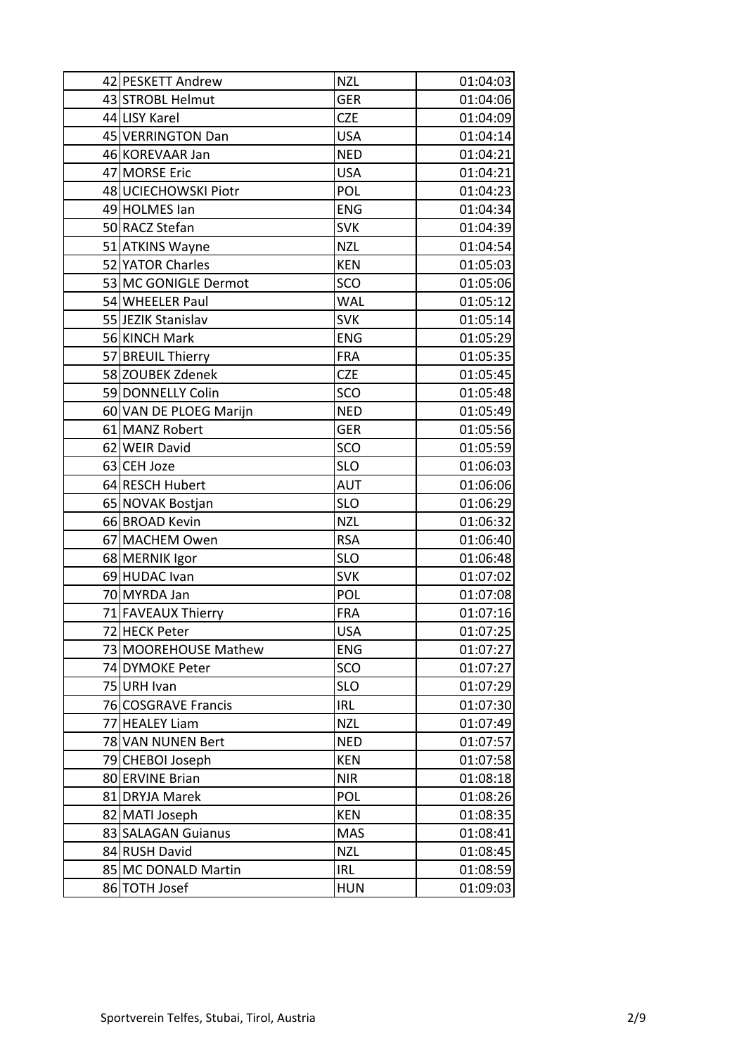| | | | |
|---|---|---|---|
| 42 | PESKETT Andrew | NZL | 01:04:03 |
| 43 | STROBL Helmut | GER | 01:04:06 |
| 44 | LISY Karel | CZE | 01:04:09 |
| 45 | VERRINGTON Dan | USA | 01:04:14 |
| 46 | KOREVAAR Jan | NED | 01:04:21 |
| 47 | MORSE Eric | USA | 01:04:21 |
| 48 | UCIECHOWSKI Piotr | POL | 01:04:23 |
| 49 | HOLMES Ian | ENG | 01:04:34 |
| 50 | RACZ Stefan | SVK | 01:04:39 |
| 51 | ATKINS Wayne | NZL | 01:04:54 |
| 52 | YATOR Charles | KEN | 01:05:03 |
| 53 | MC GONIGLE Dermot | SCO | 01:05:06 |
| 54 | WHEELER Paul | WAL | 01:05:12 |
| 55 | JEZIK Stanislav | SVK | 01:05:14 |
| 56 | KINCH Mark | ENG | 01:05:29 |
| 57 | BREUIL Thierry | FRA | 01:05:35 |
| 58 | ZOUBEK Zdenek | CZE | 01:05:45 |
| 59 | DONNELLY Colin | SCO | 01:05:48 |
| 60 | VAN DE PLOEG Marijn | NED | 01:05:49 |
| 61 | MANZ Robert | GER | 01:05:56 |
| 62 | WEIR David | SCO | 01:05:59 |
| 63 | CEH Joze | SLO | 01:06:03 |
| 64 | RESCH Hubert | AUT | 01:06:06 |
| 65 | NOVAK Bostjan | SLO | 01:06:29 |
| 66 | BROAD Kevin | NZL | 01:06:32 |
| 67 | MACHEM Owen | RSA | 01:06:40 |
| 68 | MERNIK Igor | SLO | 01:06:48 |
| 69 | HUDAC Ivan | SVK | 01:07:02 |
| 70 | MYRDA Jan | POL | 01:07:08 |
| 71 | FAVEAUX Thierry | FRA | 01:07:16 |
| 72 | HECK Peter | USA | 01:07:25 |
| 73 | MOOREHOUSE Mathew | ENG | 01:07:27 |
| 74 | DYMOKE Peter | SCO | 01:07:27 |
| 75 | URH Ivan | SLO | 01:07:29 |
| 76 | COSGRAVE Francis | IRL | 01:07:30 |
| 77 | HEALEY Liam | NZL | 01:07:49 |
| 78 | VAN NUNEN Bert | NED | 01:07:57 |
| 79 | CHEBOI Joseph | KEN | 01:07:58 |
| 80 | ERVINE Brian | NIR | 01:08:18 |
| 81 | DRYJA Marek | POL | 01:08:26 |
| 82 | MATI Joseph | KEN | 01:08:35 |
| 83 | SALAGAN Guianus | MAS | 01:08:41 |
| 84 | RUSH David | NZL | 01:08:45 |
| 85 | MC DONALD Martin | IRL | 01:08:59 |
| 86 | TOTH Josef | HUN | 01:09:03 |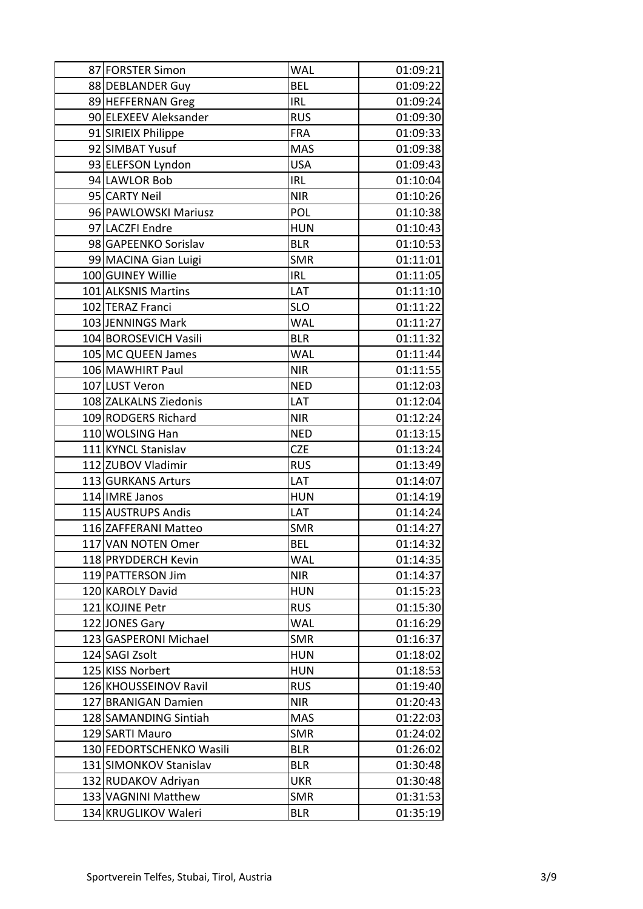| | | | |
|---|---|---|---|
| 87 | FORSTER Simon | WAL | 01:09:21 |
| 88 | DEBLANDER Guy | BEL | 01:09:22 |
| 89 | HEFFERNAN Greg | IRL | 01:09:24 |
| 90 | ELEXEEV Aleksander | RUS | 01:09:30 |
| 91 | SIRIEIX Philippe | FRA | 01:09:33 |
| 92 | SIMBAT Yusuf | MAS | 01:09:38 |
| 93 | ELEFSON Lyndon | USA | 01:09:43 |
| 94 | LAWLOR Bob | IRL | 01:10:04 |
| 95 | CARTY Neil | NIR | 01:10:26 |
| 96 | PAWLOWSKI Mariusz | POL | 01:10:38 |
| 97 | LACZFI Endre | HUN | 01:10:43 |
| 98 | GAPEENKO Sorislav | BLR | 01:10:53 |
| 99 | MACINA Gian Luigi | SMR | 01:11:01 |
| 100 | GUINEY Willie | IRL | 01:11:05 |
| 101 | ALKSNIS Martins | LAT | 01:11:10 |
| 102 | TERAZ Franci | SLO | 01:11:22 |
| 103 | JENNINGS Mark | WAL | 01:11:27 |
| 104 | BOROSEVICH Vasili | BLR | 01:11:32 |
| 105 | MC QUEEN James | WAL | 01:11:44 |
| 106 | MAWHIRT Paul | NIR | 01:11:55 |
| 107 | LUST Veron | NED | 01:12:03 |
| 108 | ZALKALNS Ziedonis | LAT | 01:12:04 |
| 109 | RODGERS Richard | NIR | 01:12:24 |
| 110 | WOLSING Han | NED | 01:13:15 |
| 111 | KYNCL Stanislav | CZE | 01:13:24 |
| 112 | ZUBOV Vladimir | RUS | 01:13:49 |
| 113 | GURKANS Arturs | LAT | 01:14:07 |
| 114 | IMRE Janos | HUN | 01:14:19 |
| 115 | AUSTRUPS Andis | LAT | 01:14:24 |
| 116 | ZAFFERANI Matteo | SMR | 01:14:27 |
| 117 | VAN NOTEN Omer | BEL | 01:14:32 |
| 118 | PRYDDERCH Kevin | WAL | 01:14:35 |
| 119 | PATTERSON Jim | NIR | 01:14:37 |
| 120 | KAROLY David | HUN | 01:15:23 |
| 121 | KOJINE Petr | RUS | 01:15:30 |
| 122 | JONES Gary | WAL | 01:16:29 |
| 123 | GASPERONI Michael | SMR | 01:16:37 |
| 124 | SAGI Zsolt | HUN | 01:18:02 |
| 125 | KISS Norbert | HUN | 01:18:53 |
| 126 | KHOUSSEINOV Ravil | RUS | 01:19:40 |
| 127 | BRANIGAN Damien | NIR | 01:20:43 |
| 128 | SAMANDING Sintiah | MAS | 01:22:03 |
| 129 | SARTI Mauro | SMR | 01:24:02 |
| 130 | FEDORTSCHENKO Wasili | BLR | 01:26:02 |
| 131 | SIMONKOV Stanislav | BLR | 01:30:48 |
| 132 | RUDAKOV Adriyan | UKR | 01:30:48 |
| 133 | VAGNINI Matthew | SMR | 01:31:53 |
| 134 | KRUGLIKOV Waleri | BLR | 01:35:19 |

Sportverein Telfes, Stubai, Tirol, Austria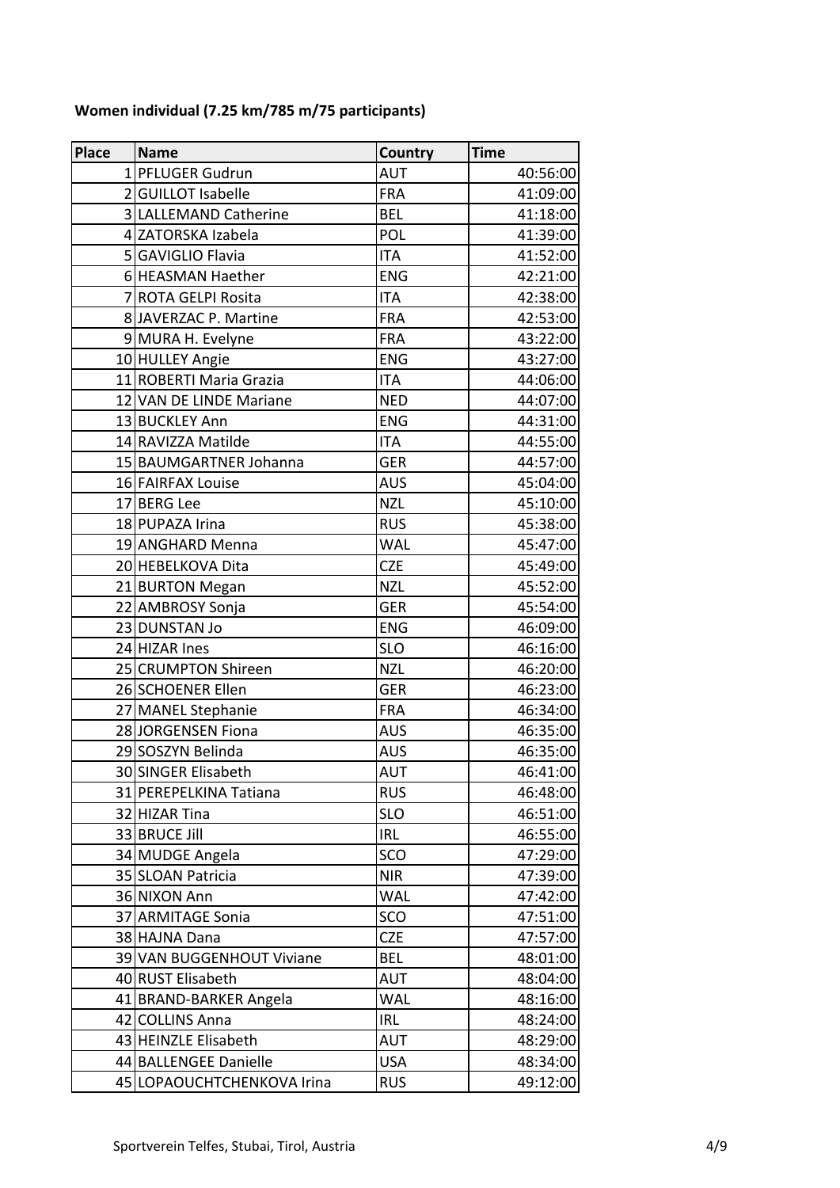**Women individual (7.25 km/785 m/75 participants)**

| Place | Name | Country | Time |
|---|---|---|---|
| 1 | PFLUGER Gudrun | AUT | 40:56:00 |
| 2 | GUILLOT Isabelle | FRA | 41:09:00 |
| 3 | LALLEMAND Catherine | BEL | 41:18:00 |
| 4 | ZATORSKA Izabela | POL | 41:39:00 |
| 5 | GAVIGLIO Flavia | ITA | 41:52:00 |
| 6 | HEASMAN Haether | ENG | 42:21:00 |
| 7 | ROTA GELPI Rosita | ITA | 42:38:00 |
| 8 | JAVERZAC P. Martine | FRA | 42:53:00 |
| 9 | MURA H. Evelyne | FRA | 43:22:00 |
| 10 | HULLEY Angie | ENG | 43:27:00 |
| 11 | ROBERTI Maria Grazia | ITA | 44:06:00 |
| 12 | VAN DE LINDE Mariane | NED | 44:07:00 |
| 13 | BUCKLEY Ann | ENG | 44:31:00 |
| 14 | RAVIZZA Matilde | ITA | 44:55:00 |
| 15 | BAUMGARTNER Johanna | GER | 44:57:00 |
| 16 | FAIRFAX Louise | AUS | 45:04:00 |
| 17 | BERG Lee | NZL | 45:10:00 |
| 18 | PUPAZA Irina | RUS | 45:38:00 |
| 19 | ANGHARD Menna | WAL | 45:47:00 |
| 20 | HEBELKOVA Dita | CZE | 45:49:00 |
| 21 | BURTON Megan | NZL | 45:52:00 |
| 22 | AMBROSY Sonja | GER | 45:54:00 |
| 23 | DUNSTAN Jo | ENG | 46:09:00 |
| 24 | HIZAR Ines | SLO | 46:16:00 |
| 25 | CRUMPTON Shireen | NZL | 46:20:00 |
| 26 | SCHOENER Ellen | GER | 46:23:00 |
| 27 | MANEL Stephanie | FRA | 46:34:00 |
| 28 | JORGENSEN Fiona | AUS | 46:35:00 |
| 29 | SOSZYN Belinda | AUS | 46:35:00 |
| 30 | SINGER Elisabeth | AUT | 46:41:00 |
| 31 | PEREPELKINA Tatiana | RUS | 46:48:00 |
| 32 | HIZAR Tina | SLO | 46:51:00 |
| 33 | BRUCE Jill | IRL | 46:55:00 |
| 34 | MUDGE Angela | SCO | 47:29:00 |
| 35 | SLOAN Patricia | NIR | 47:39:00 |
| 36 | NIXON Ann | WAL | 47:42:00 |
| 37 | ARMITAGE Sonia | SCO | 47:51:00 |
| 38 | HAJNA Dana | CZE | 47:57:00 |
| 39 | VAN BUGGENHOUT Viviane | BEL | 48:01:00 |
| 40 | RUST Elisabeth | AUT | 48:04:00 |
| 41 | BRAND-BARKER Angela | WAL | 48:16:00 |
| 42 | COLLINS Anna | IRL | 48:24:00 |
| 43 | HEINZLE Elisabeth | AUT | 48:29:00 |
| 44 | BALLENGEE Danielle | USA | 48:34:00 |
| 45 | LOPAOUCHTCHENKOVA Irina | RUS | 49:12:00 |

Sportverein Telfes, Stubai, Tirol, Austria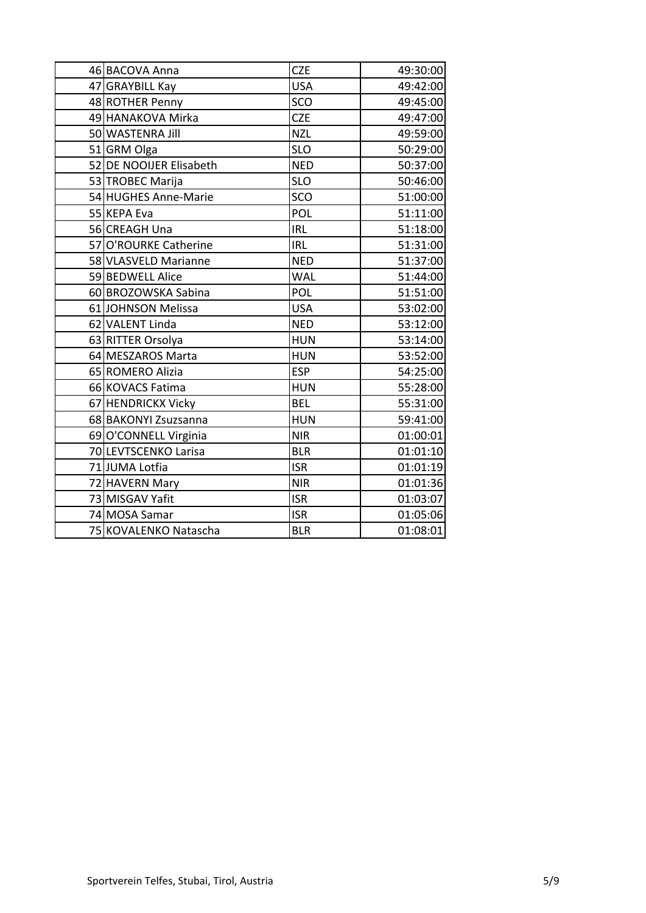| | | | |
|---|---|---|---|
| 46 | BACOVA Anna | CZE | 49:30:00 |
| 47 | GRAYBILL Kay | USA | 49:42:00 |
| 48 | ROTHER Penny | SCO | 49:45:00 |
| 49 | HANAKOVA Mirka | CZE | 49:47:00 |
| 50 | WASTENRA Jill | NZL | 49:59:00 |
| 51 | GRM Olga | SLO | 50:29:00 |
| 52 | DE NOOIJER Elisabeth | NED | 50:37:00 |
| 53 | TROBEC Marija | SLO | 50:46:00 |
| 54 | HUGHES Anne-Marie | SCO | 51:00:00 |
| 55 | KEPA Eva | POL | 51:11:00 |
| 56 | CREAGH Una | IRL | 51:18:00 |
| 57 | O'ROURKE Catherine | IRL | 51:31:00 |
| 58 | VLASVELD Marianne | NED | 51:37:00 |
| 59 | BEDWELL Alice | WAL | 51:44:00 |
| 60 | BROZOWSKA Sabina | POL | 51:51:00 |
| 61 | JOHNSON Melissa | USA | 53:02:00 |
| 62 | VALENT Linda | NED | 53:12:00 |
| 63 | RITTER Orsolya | HUN | 53:14:00 |
| 64 | MESZAROS Marta | HUN | 53:52:00 |
| 65 | ROMERO Alizia | ESP | 54:25:00 |
| 66 | KOVACS Fatima | HUN | 55:28:00 |
| 67 | HENDRICKX Vicky | BEL | 55:31:00 |
| 68 | BAKONYI Zsuzsanna | HUN | 59:41:00 |
| 69 | O'CONNELL Virginia | NIR | 01:00:01 |
| 70 | LEVTSCENKO Larisa | BLR | 01:01:10 |
| 71 | JUMA Lotfia | ISR | 01:01:19 |
| 72 | HAVERN Mary | NIR | 01:01:36 |
| 73 | MISGAV Yafit | ISR | 01:03:07 |
| 74 | MOSA Samar | ISR | 01:05:06 |
| 75 | KOVALENKO Natascha | BLR | 01:08:01 |

Sportverein Telfes, Stubai, Tirol, Austria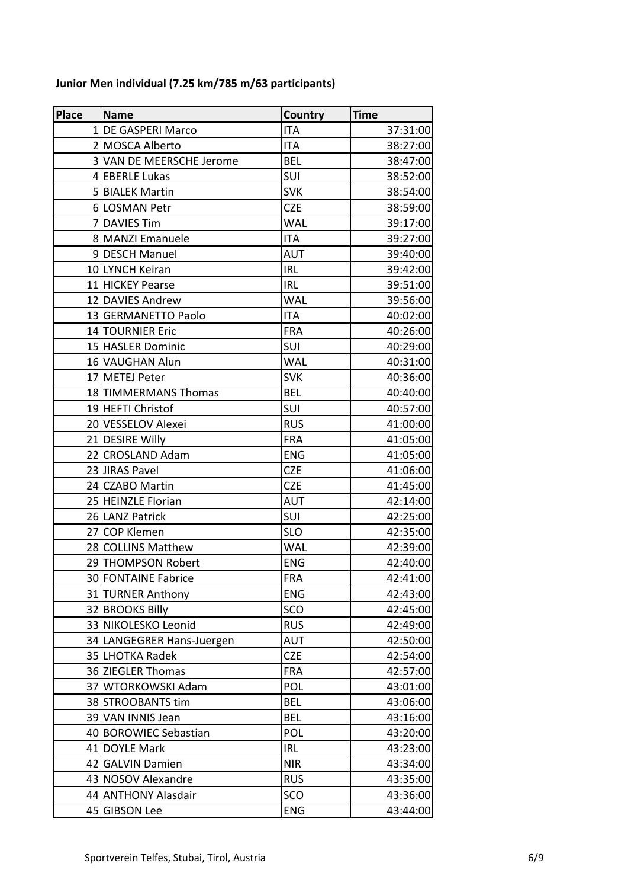**Junior Men individual (7.25 km/785 m/63 participants)**

| Place | Name | Country | Time |
|---|---|---|---|
| 1 | DE GASPERI Marco | ITA | 37:31:00 |
| 2 | MOSCA Alberto | ITA | 38:27:00 |
| 3 | VAN DE MEERSCHE Jerome | BEL | 38:47:00 |
| 4 | EBERLE Lukas | SUI | 38:52:00 |
| 5 | BIALEK Martin | SVK | 38:54:00 |
| 6 | LOSMAN Petr | CZE | 38:59:00 |
| 7 | DAVIES Tim | WAL | 39:17:00 |
| 8 | MANZI Emanuele | ITA | 39:27:00 |
| 9 | DESCH Manuel | AUT | 39:40:00 |
| 10 | LYNCH Keiran | IRL | 39:42:00 |
| 11 | HICKEY Pearse | IRL | 39:51:00 |
| 12 | DAVIES Andrew | WAL | 39:56:00 |
| 13 | GERMANETTO Paolo | ITA | 40:02:00 |
| 14 | TOURNIER Eric | FRA | 40:26:00 |
| 15 | HASLER Dominic | SUI | 40:29:00 |
| 16 | VAUGHAN Alun | WAL | 40:31:00 |
| 17 | METEJ Peter | SVK | 40:36:00 |
| 18 | TIMMERMANS Thomas | BEL | 40:40:00 |
| 19 | HEFTI Christof | SUI | 40:57:00 |
| 20 | VESSELOV Alexei | RUS | 41:00:00 |
| 21 | DESIRE Willy | FRA | 41:05:00 |
| 22 | CROSLAND Adam | ENG | 41:05:00 |
| 23 | JIRAS Pavel | CZE | 41:06:00 |
| 24 | CZABO Martin | CZE | 41:45:00 |
| 25 | HEINZLE Florian | AUT | 42:14:00 |
| 26 | LANZ Patrick | SUI | 42:25:00 |
| 27 | COP Klemen | SLO | 42:35:00 |
| 28 | COLLINS Matthew | WAL | 42:39:00 |
| 29 | THOMPSON Robert | ENG | 42:40:00 |
| 30 | FONTAINE Fabrice | FRA | 42:41:00 |
| 31 | TURNER Anthony | ENG | 42:43:00 |
| 32 | BROOKS Billy | SCO | 42:45:00 |
| 33 | NIKOLESKO Leonid | RUS | 42:49:00 |
| 34 | LANGEGRER Hans-Juergen | AUT | 42:50:00 |
| 35 | LHOTKA Radek | CZE | 42:54:00 |
| 36 | ZIEGLER Thomas | FRA | 42:57:00 |
| 37 | WTORKOWSKI Adam | POL | 43:01:00 |
| 38 | STROOBANTS tim | BEL | 43:06:00 |
| 39 | VAN INNIS Jean | BEL | 43:16:00 |
| 40 | BOROWIEC Sebastian | POL | 43:20:00 |
| 41 | DOYLE Mark | IRL | 43:23:00 |
| 42 | GALVIN Damien | NIR | 43:34:00 |
| 43 | NOSOV Alexandre | RUS | 43:35:00 |
| 44 | ANTHONY Alasdair | SCO | 43:36:00 |
| 45 | GIBSON Lee | ENG | 43:44:00 |

Sportverein Telfes, Stubai, Tirol, Austria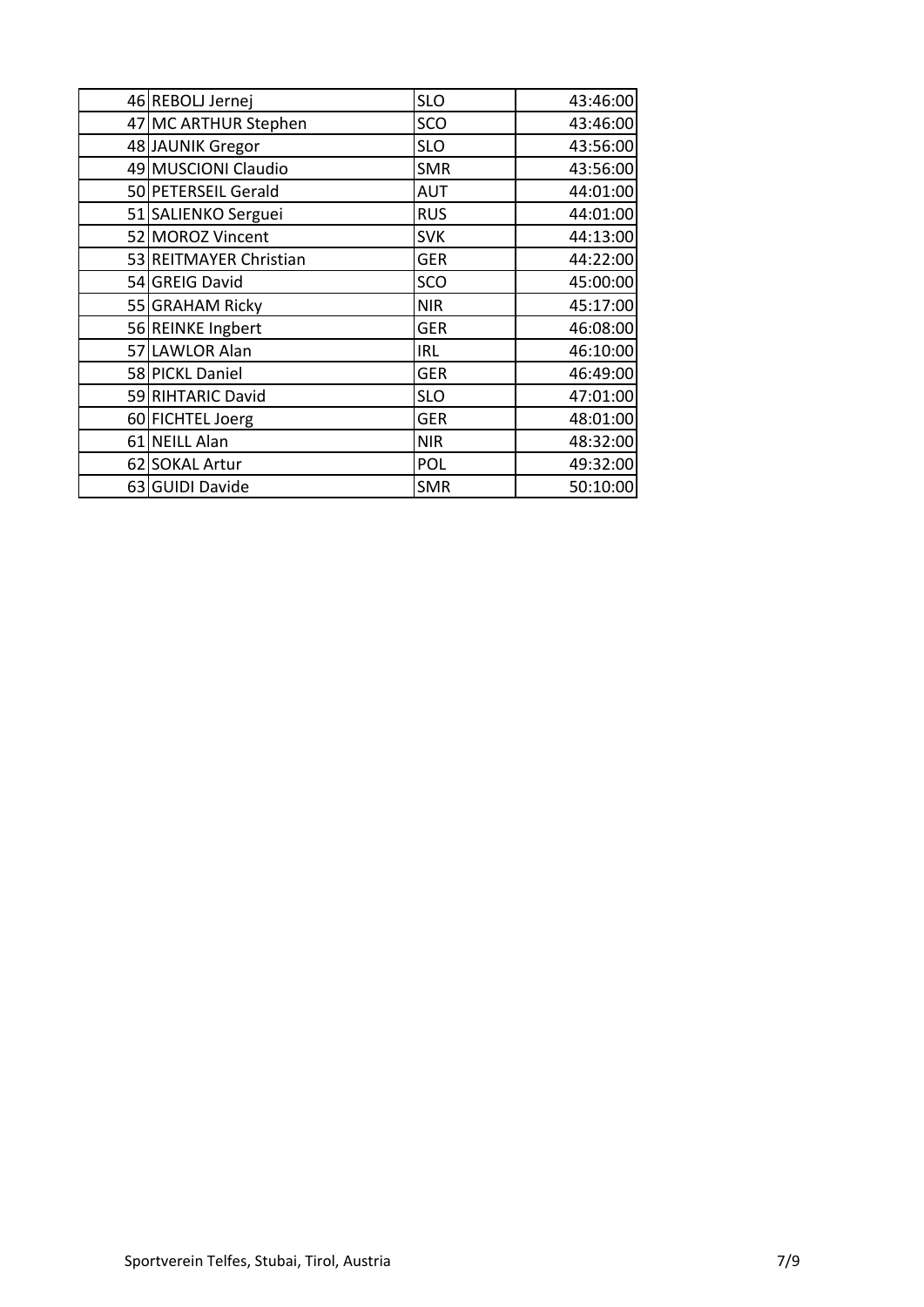| | | | |
|---|---|---|---|
| 46 | REBOLJ Jernej | SLO | 43:46:00 |
| 47 | MC ARTHUR Stephen | SCO | 43:46:00 |
| 48 | JAUNIK Gregor | SLO | 43:56:00 |
| 49 | MUSCIONI Claudio | SMR | 43:56:00 |
| 50 | PETERSEIL Gerald | AUT | 44:01:00 |
| 51 | SALIENKO Serguei | RUS | 44:01:00 |
| 52 | MOROZ Vincent | SVK | 44:13:00 |
| 53 | REITMAYER Christian | GER | 44:22:00 |
| 54 | GREIG David | SCO | 45:00:00 |
| 55 | GRAHAM Ricky | NIR | 45:17:00 |
| 56 | REINKE Ingbert | GER | 46:08:00 |
| 57 | LAWLOR Alan | IRL | 46:10:00 |
| 58 | PICKL Daniel | GER | 46:49:00 |
| 59 | RIHTARIC David | SLO | 47:01:00 |
| 60 | FICHTEL Joerg | GER | 48:01:00 |
| 61 | NEILL Alan | NIR | 48:32:00 |
| 62 | SOKAL Artur | POL | 49:32:00 |
| 63 | GUIDI Davide | SMR | 50:10:00 |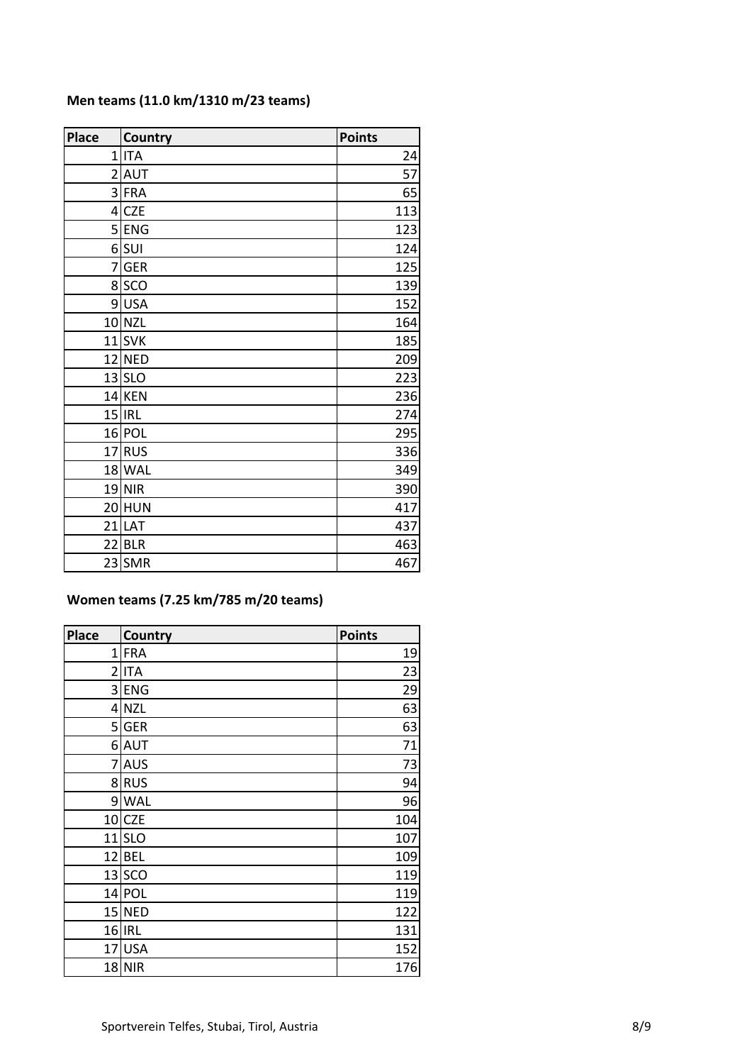**Men teams (11.0 km/1310 m/23 teams)**

| Place | Country | Points |
|---|---|---|
| 1 | ITA | 24 |
| 2 | AUT | 57 |
| 3 | FRA | 65 |
| 4 | CZE | 113 |
| 5 | ENG | 123 |
| 6 | SUI | 124 |
| 7 | GER | 125 |
| 8 | SCO | 139 |
| 9 | USA | 152 |
| 10 | NZL | 164 |
| 11 | SVK | 185 |
| 12 | NED | 209 |
| 13 | SLO | 223 |
| 14 | KEN | 236 |
| 15 | IRL | 274 |
| 16 | POL | 295 |
| 17 | RUS | 336 |
| 18 | WAL | 349 |
| 19 | NIR | 390 |
| 20 | HUN | 417 |
| 21 | LAT | 437 |
| 22 | BLR | 463 |
| 23 | SMR | 467 |

**Women teams (7.25 km/785 m/20 teams)**

| Place | Country | Points |
|---|---|---|
| 1 | FRA | 19 |
| 2 | ITA | 23 |
| 3 | ENG | 29 |
| 4 | NZL | 63 |
| 5 | GER | 63 |
| 6 | AUT | 71 |
| 7 | AUS | 73 |
| 8 | RUS | 94 |
| 9 | WAL | 96 |
| 10 | CZE | 104 |
| 11 | SLO | 107 |
| 12 | BEL | 109 |
| 13 | SCO | 119 |
| 14 | POL | 119 |
| 15 | NED | 122 |
| 16 | IRL | 131 |
| 17 | USA | 152 |
| 18 | NIR | 176 |

Sportverein Telfes, Stubai, Tirol, Austria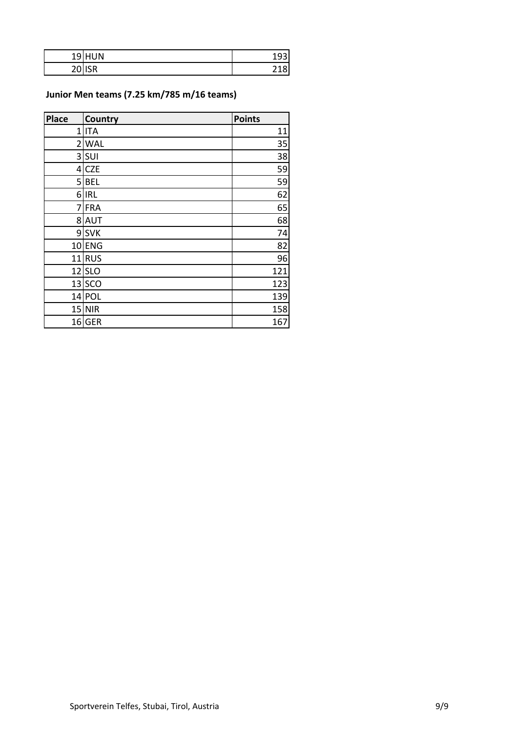| | | |
|---|---|---|
| 19 | HUN | 193 |
| 20 | ISR | 218 |

**Junior Men teams (7.25 km/785 m/16 teams)**

| Place | Country | Points |
|---|---|---|
| 1 | ITA | 11 |
| 2 | WAL | 35 |
| 3 | SUI | 38 |
| 4 | CZE | 59 |
| 5 | BEL | 59 |
| 6 | IRL | 62 |
| 7 | FRA | 65 |
| 8 | AUT | 68 |
| 9 | SVK | 74 |
| 10 | ENG | 82 |
| 11 | RUS | 96 |
| 12 | SLO | 121 |
| 13 | SCO | 123 |
| 14 | POL | 139 |
| 15 | NIR | 158 |
| 16 | GER | 167 |